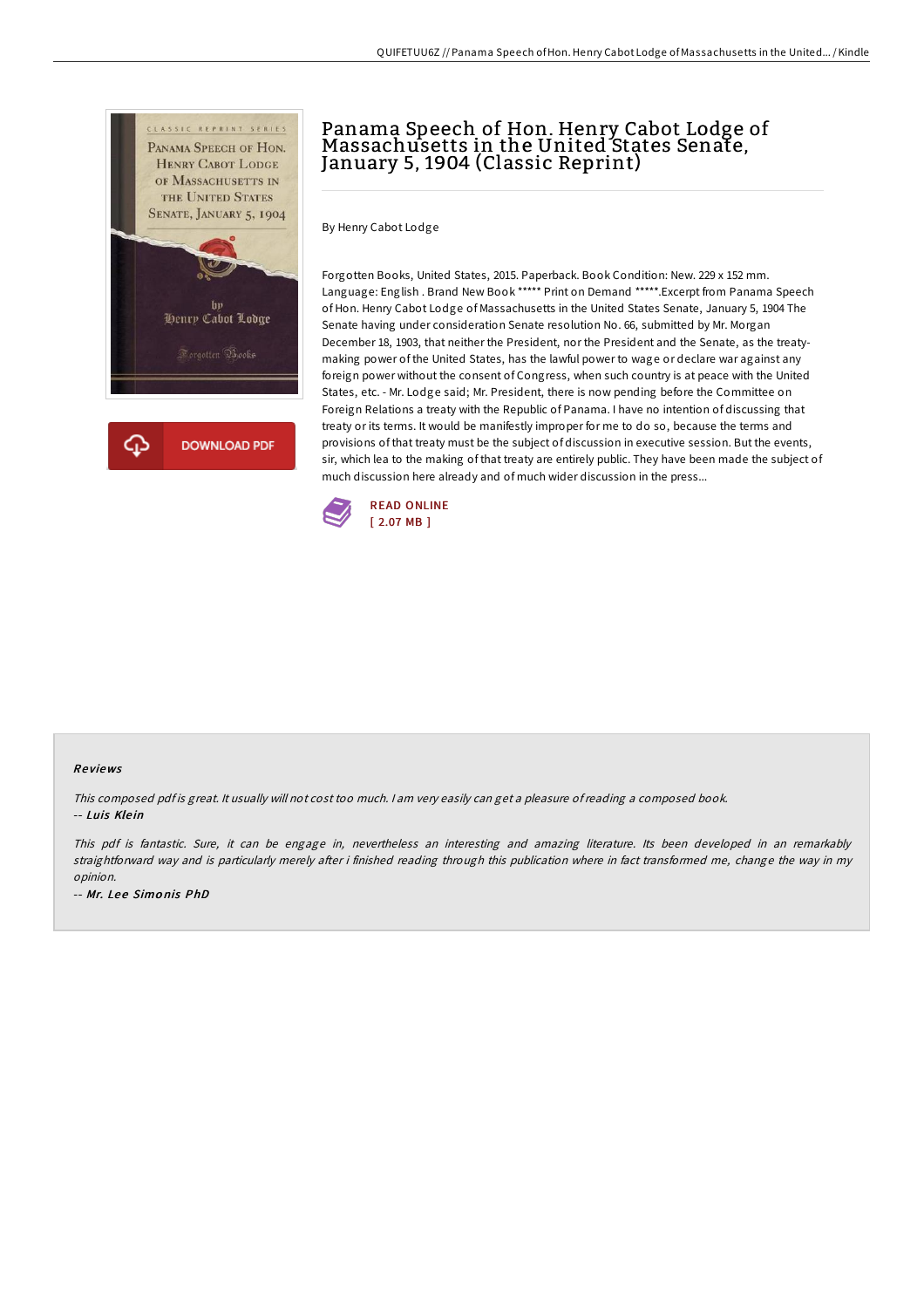# Panama Speech of Hon. Henry Cabot Lodge of Massachusetts in the United States Senate, January 5, 1904 (Classic Reprint)

By Henry Cabot Lodge

Forgotten Books, United States, 2015. Paperback. Book Condition: New. 229 x 152 mm. Language: English . Brand New Book ***** Print on Demand *****.Excerpt from Panama Speech of Hon. Henry Cabot Lodge of Massachusetts in the United States Senate, January 5, 1904 The Senate having under consideration Senate resolution No. 66, submitted by Mr. Morgan December 18, 1903, that neither the President, nor the President and the Senate, as the treaty-making power of the United States, has the lawful power to wage or declare war against any foreign power without the consent of Congress, when such country is at peace with the United States, etc. - Mr. Lodge said; Mr. President, there is now pending before the Committee on Foreign Relations a treaty with the Republic of Panama. I have no intention of discussing that treaty or its terms. It would be manifestly improper for me to do so, because the terms and provisions of that treaty must be the subject of discussion in executive session. But the events, sir, which lea to the making of that treaty are entirely public. They have been made the subject of much discussion here already and of much wider discussion in the press...

DOWNLOAD PDF

READ ONLINE
[ 2.07 MB ]

### Reviews

*This composed pdf is great. It usually will not cost too much. I am very easily can get a pleasure of reading a composed book.*
-- *Luis Klein*

*This pdf is fantastic. Sure, it can be engage in, nevertheless an interesting and amazing literature. Its been developed in an remarkably straightforward way and is particularly merely after i finished reading through this publication where in fact transformed me, change the way in my opinion.*
-- *Mr. Lee Simonis PhD*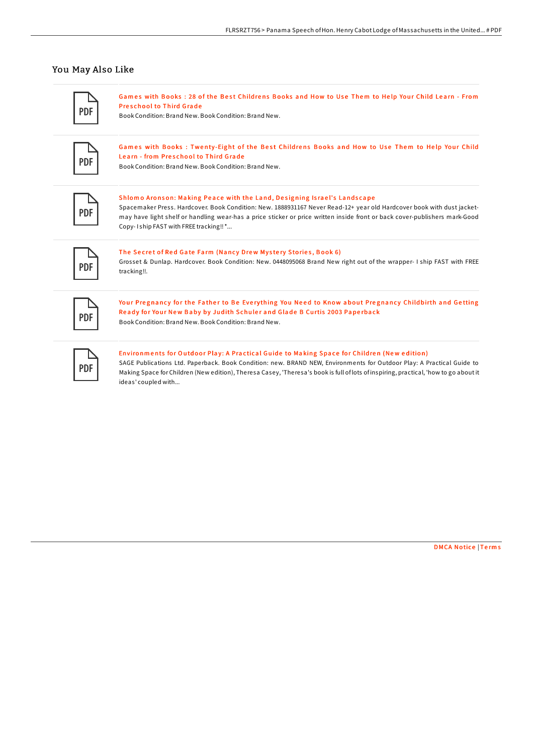## You May Also Like

**Games with Books : 28 of the Best Childrens Books and How to Use Them to Help Your Child Learn - From Preschool to Third Grade**

Book Condition: Brand New. Book Condition: Brand New.

**Games with Books : Twenty-Eight of the Best Childrens Books and How to Use Them to Help Your Child Learn - from Preschool to Third Grade**

Book Condition: Brand New. Book Condition: Brand New.

**Shlomo Aronson: Making Peace with the Land, Designing Israel's Landscape**

Spacemaker Press. Hardcover. Book Condition: New. 1888931167 Never Read-12+ year old Hardcover book with dust jacket-may have light shelf or handling wear-has a price sticker or price written inside front or back cover-publishers mark-Good Copy- I ship FAST with FREE tracking!! *...

**The Secret of Red Gate Farm (Nancy Drew Mystery Stories, Book 6)**

Grosset & Dunlap. Hardcover. Book Condition: New. 0448095068 Brand New right out of the wrapper- I ship FAST with FREE tracking!!.

**Your Pregnancy for the Father to Be Everything You Need to Know about Pregnancy Childbirth and Getting Ready for Your New Baby by Judith Schuler and Glade B Curtis 2003 Paperback**

Book Condition: Brand New. Book Condition: Brand New.

**Environments for Outdoor Play: A Practical Guide to Making Space for Children (New edition)**

SAGE Publications Ltd. Paperback. Book Condition: new. BRAND NEW, Environments for Outdoor Play: A Practical Guide to Making Space for Children (New edition), Theresa Casey, 'Theresa's book is full of lots of inspiring, practical, 'how to go about it ideas' coupled with...